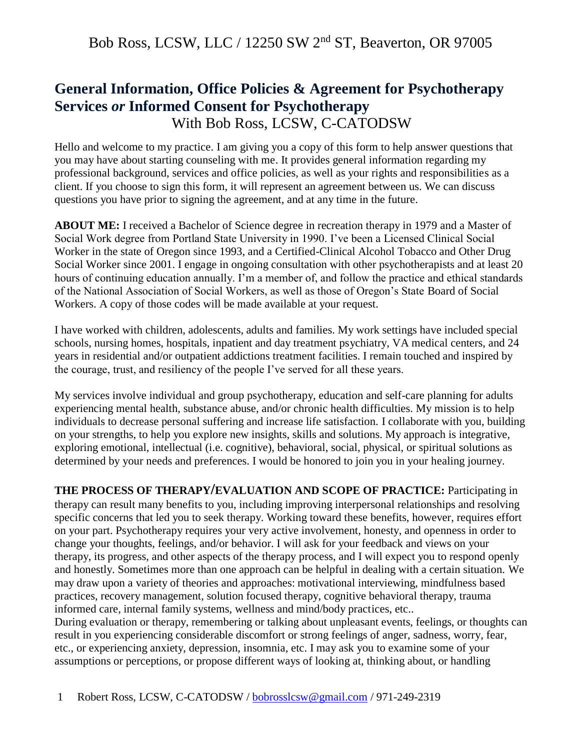Bob Ross, LCSW, LLC / 12250 SW 2nd ST, Beaverton, OR 97005

# General Information, Office Policies & Agreement for Psychotherapy Services *or* Informed Consent for Psychotherapy

With Bob Ross, LCSW, C-CATODSW

Hello and welcome to my practice. I am giving you a copy of this form to help answer questions that you may have about starting counseling with me. It provides general information regarding my professional background, services and office policies, as well as your rights and responsibilities as a client. If you choose to sign this form, it will represent an agreement between us. We can discuss questions you have prior to signing the agreement, and at any time in the future.

**ABOUT ME:** I received a Bachelor of Science degree in recreation therapy in 1979 and a Master of Social Work degree from Portland State University in 1990. I've been a Licensed Clinical Social Worker in the state of Oregon since 1993, and a Certified-Clinical Alcohol Tobacco and Other Drug Social Worker since 2001. I engage in ongoing consultation with other psychotherapists and at least 20 hours of continuing education annually. I'm a member of, and follow the practice and ethical standards of the National Association of Social Workers, as well as those of Oregon's State Board of Social Workers. A copy of those codes will be made available at your request.

I have worked with children, adolescents, adults and families. My work settings have included special schools, nursing homes, hospitals, inpatient and day treatment psychiatry, VA medical centers, and 24 years in residential and/or outpatient addictions treatment facilities. I remain touched and inspired by the courage, trust, and resiliency of the people I've served for all these years.

My services involve individual and group psychotherapy, education and self-care planning for adults experiencing mental health, substance abuse, and/or chronic health difficulties. My mission is to help individuals to decrease personal suffering and increase life satisfaction. I collaborate with you, building on your strengths, to help you explore new insights, skills and solutions. My approach is integrative, exploring emotional, intellectual (i.e. cognitive), behavioral, social, physical, or spiritual solutions as determined by your needs and preferences. I would be honored to join you in your healing journey.

**THE PROCESS OF THERAPY/EVALUATION AND SCOPE OF PRACTICE:** Participating in therapy can result many benefits to you, including improving interpersonal relationships and resolving specific concerns that led you to seek therapy. Working toward these benefits, however, requires effort on your part. Psychotherapy requires your very active involvement, honesty, and openness in order to change your thoughts, feelings, and/or behavior. I will ask for your feedback and views on your therapy, its progress, and other aspects of the therapy process, and I will expect you to respond openly and honestly. Sometimes more than one approach can be helpful in dealing with a certain situation. We may draw upon a variety of theories and approaches: motivational interviewing, mindfulness based practices, recovery management, solution focused therapy, cognitive behavioral therapy, trauma informed care, internal family systems, wellness and mind/body practices, etc..

During evaluation or therapy, remembering or talking about unpleasant events, feelings, or thoughts can result in you experiencing considerable discomfort or strong feelings of anger, sadness, worry, fear, etc., or experiencing anxiety, depression, insomnia, etc. I may ask you to examine some of your assumptions or perceptions, or propose different ways of looking at, thinking about, or handling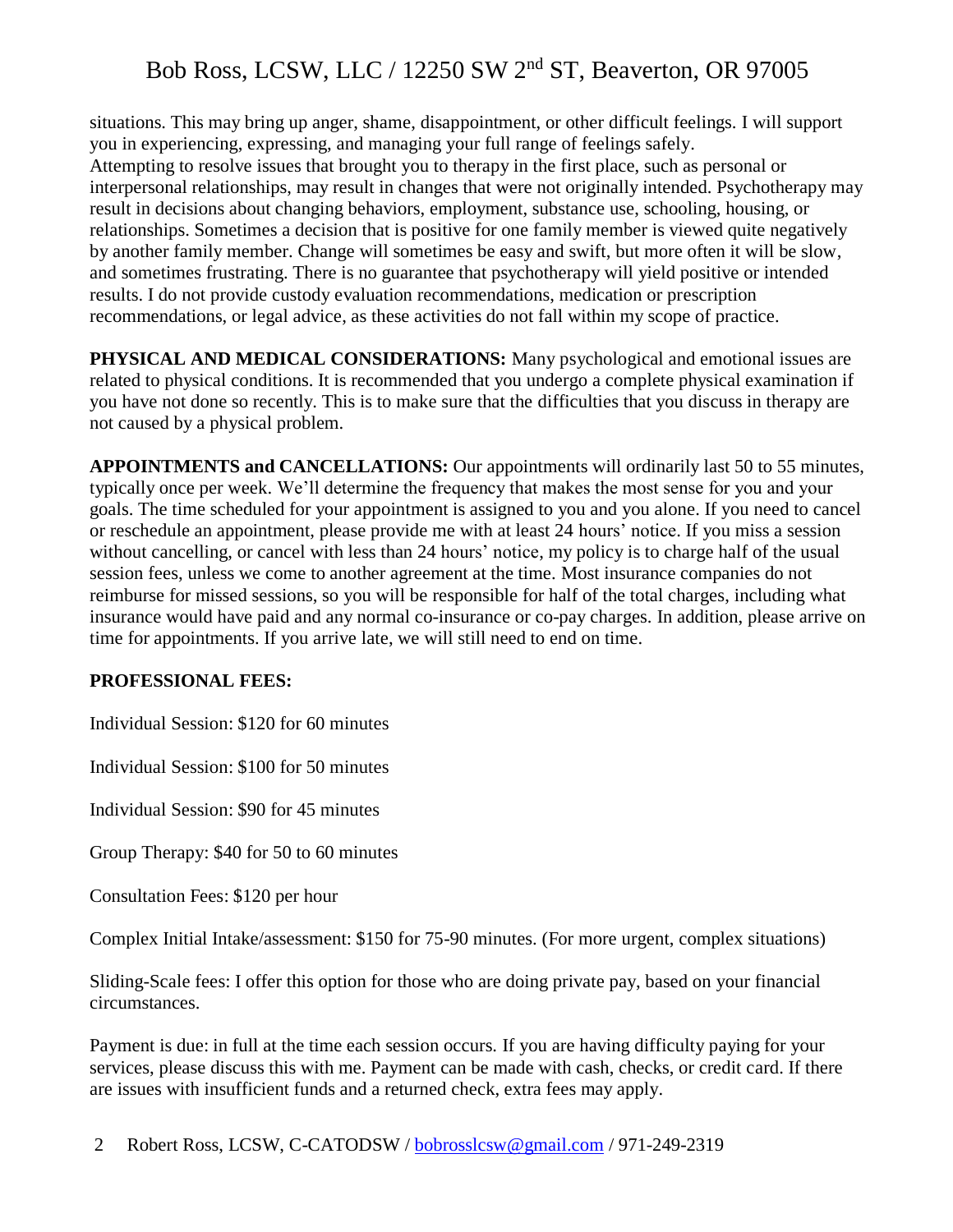situations. This may bring up anger, shame, disappointment, or other difficult feelings. I will support you in experiencing, expressing, and managing your full range of feelings safely.
Attempting to resolve issues that brought you to therapy in the first place, such as personal or interpersonal relationships, may result in changes that were not originally intended. Psychotherapy may result in decisions about changing behaviors, employment, substance use, schooling, housing, or relationships. Sometimes a decision that is positive for one family member is viewed quite negatively by another family member. Change will sometimes be easy and swift, but more often it will be slow, and sometimes frustrating. There is no guarantee that psychotherapy will yield positive or intended results. I do not provide custody evaluation recommendations, medication or prescription recommendations, or legal advice, as these activities do not fall within my scope of practice.

**PHYSICAL AND MEDICAL CONSIDERATIONS:** Many psychological and emotional issues are related to physical conditions. It is recommended that you undergo a complete physical examination if you have not done so recently. This is to make sure that the difficulties that you discuss in therapy are not caused by a physical problem.

**APPOINTMENTS and CANCELLATIONS:** Our appointments will ordinarily last 50 to 55 minutes, typically once per week. We'll determine the frequency that makes the most sense for you and your goals. The time scheduled for your appointment is assigned to you and you alone. If you need to cancel or reschedule an appointment, please provide me with at least 24 hours' notice. If you miss a session without cancelling, or cancel with less than 24 hours' notice, my policy is to charge half of the usual session fees, unless we come to another agreement at the time. Most insurance companies do not reimburse for missed sessions, so you will be responsible for half of the total charges, including what insurance would have paid and any normal co-insurance or co-pay charges. In addition, please arrive on time for appointments. If you arrive late, we will still need to end on time.

**PROFESSIONAL FEES:**

Individual Session: $120 for 60 minutes

Individual Session: $100 for 50 minutes

Individual Session: $90 for 45 minutes

Group Therapy: $40 for 50 to 60 minutes

Consultation Fees: $120 per hour

Complex Initial Intake/assessment: $150 for 75-90 minutes. (For more urgent, complex situations)

Sliding-Scale fees: I offer this option for those who are doing private pay, based on your financial circumstances.

Payment is due: in full at the time each session occurs. If you are having difficulty paying for your services, please discuss this with me. Payment can be made with cash, checks, or credit card. If there are issues with insufficient funds and a returned check, extra fees may apply.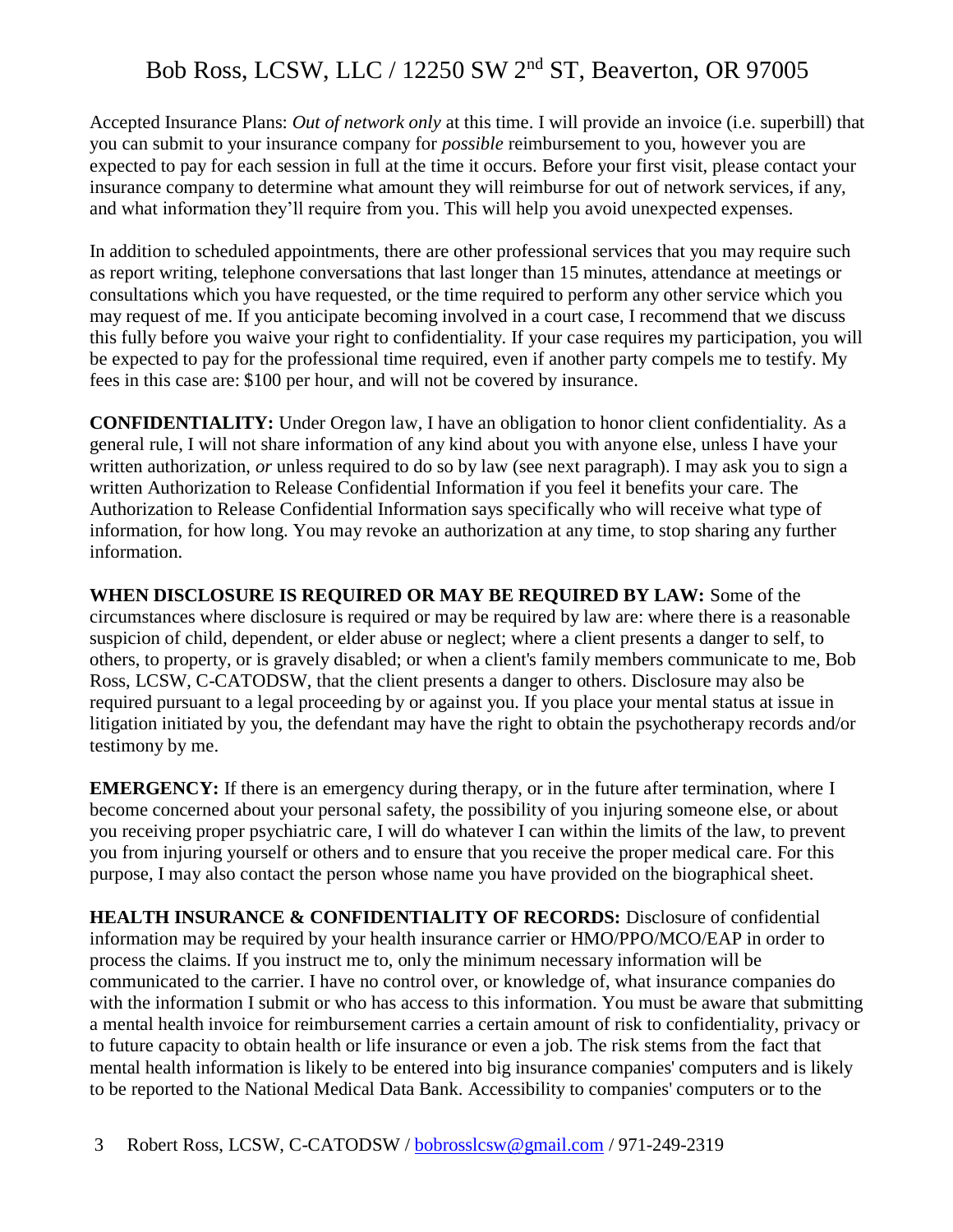Accepted Insurance Plans: *Out of network only* at this time. I will provide an invoice (i.e. superbill) that you can submit to your insurance company for *possible* reimbursement to you, however you are expected to pay for each session in full at the time it occurs. Before your first visit, please contact your insurance company to determine what amount they will reimburse for out of network services, if any, and what information they'll require from you. This will help you avoid unexpected expenses.

In addition to scheduled appointments, there are other professional services that you may require such as report writing, telephone conversations that last longer than 15 minutes, attendance at meetings or consultations which you have requested, or the time required to perform any other service which you may request of me. If you anticipate becoming involved in a court case, I recommend that we discuss this fully before you waive your right to confidentiality. If your case requires my participation, you will be expected to pay for the professional time required, even if another party compels me to testify. My fees in this case are: $100 per hour, and will not be covered by insurance.

**CONFIDENTIALITY:** Under Oregon law, I have an obligation to honor client confidentiality. As a general rule, I will not share information of any kind about you with anyone else, unless I have your written authorization, *or* unless required to do so by law (see next paragraph). I may ask you to sign a written Authorization to Release Confidential Information if you feel it benefits your care. The Authorization to Release Confidential Information says specifically who will receive what type of information, for how long. You may revoke an authorization at any time, to stop sharing any further information.

**WHEN DISCLOSURE IS REQUIRED OR MAY BE REQUIRED BY LAW:** Some of the circumstances where disclosure is required or may be required by law are: where there is a reasonable suspicion of child, dependent, or elder abuse or neglect; where a client presents a danger to self, to others, to property, or is gravely disabled; or when a client's family members communicate to me, Bob Ross, LCSW, C-CATODSW, that the client presents a danger to others. Disclosure may also be required pursuant to a legal proceeding by or against you. If you place your mental status at issue in litigation initiated by you, the defendant may have the right to obtain the psychotherapy records and/or testimony by me.

**EMERGENCY:** If there is an emergency during therapy, or in the future after termination, where I become concerned about your personal safety, the possibility of you injuring someone else, or about you receiving proper psychiatric care, I will do whatever I can within the limits of the law, to prevent you from injuring yourself or others and to ensure that you receive the proper medical care. For this purpose, I may also contact the person whose name you have provided on the biographical sheet.

**HEALTH INSURANCE & CONFIDENTIALITY OF RECORDS:** Disclosure of confidential information may be required by your health insurance carrier or HMO/PPO/MCO/EAP in order to process the claims. If you instruct me to, only the minimum necessary information will be communicated to the carrier. I have no control over, or knowledge of, what insurance companies do with the information I submit or who has access to this information. You must be aware that submitting a mental health invoice for reimbursement carries a certain amount of risk to confidentiality, privacy or to future capacity to obtain health or life insurance or even a job. The risk stems from the fact that mental health information is likely to be entered into big insurance companies' computers and is likely to be reported to the National Medical Data Bank. Accessibility to companies' computers or to the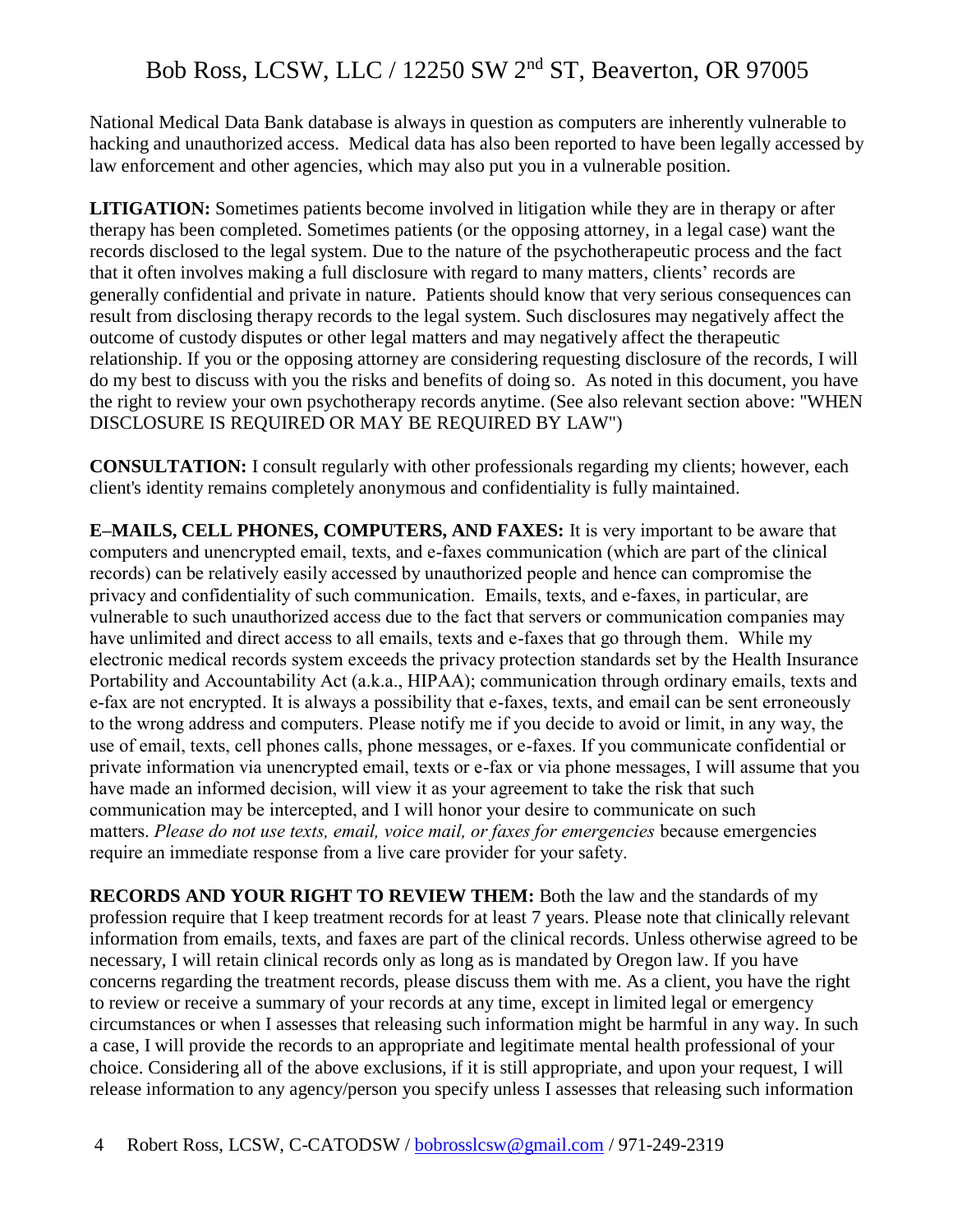National Medical Data Bank database is always in question as computers are inherently vulnerable to hacking and unauthorized access. Medical data has also been reported to have been legally accessed by law enforcement and other agencies, which may also put you in a vulnerable position.

**LITIGATION:** Sometimes patients become involved in litigation while they are in therapy or after therapy has been completed. Sometimes patients (or the opposing attorney, in a legal case) want the records disclosed to the legal system. Due to the nature of the psychotherapeutic process and the fact that it often involves making a full disclosure with regard to many matters, clients' records are generally confidential and private in nature. Patients should know that very serious consequences can result from disclosing therapy records to the legal system. Such disclosures may negatively affect the outcome of custody disputes or other legal matters and may negatively affect the therapeutic relationship. If you or the opposing attorney are considering requesting disclosure of the records, I will do my best to discuss with you the risks and benefits of doing so. As noted in this document, you have the right to review your own psychotherapy records anytime. (See also relevant section above: "WHEN DISCLOSURE IS REQUIRED OR MAY BE REQUIRED BY LAW")

**CONSULTATION:** I consult regularly with other professionals regarding my clients; however, each client's identity remains completely anonymous and confidentiality is fully maintained.

**E–MAILS, CELL PHONES, COMPUTERS, AND FAXES:** It is very important to be aware that computers and unencrypted email, texts, and e-faxes communication (which are part of the clinical records) can be relatively easily accessed by unauthorized people and hence can compromise the privacy and confidentiality of such communication. Emails, texts, and e-faxes, in particular, are vulnerable to such unauthorized access due to the fact that servers or communication companies may have unlimited and direct access to all emails, texts and e-faxes that go through them. While my electronic medical records system exceeds the privacy protection standards set by the Health Insurance Portability and Accountability Act (a.k.a., HIPAA); communication through ordinary emails, texts and e-fax are not encrypted. It is always a possibility that e-faxes, texts, and email can be sent erroneously to the wrong address and computers. Please notify me if you decide to avoid or limit, in any way, the use of email, texts, cell phones calls, phone messages, or e-faxes. If you communicate confidential or private information via unencrypted email, texts or e-fax or via phone messages, I will assume that you have made an informed decision, will view it as your agreement to take the risk that such communication may be intercepted, and I will honor your desire to communicate on such matters. *Please do not use texts, email, voice mail, or faxes for emergencies* because emergencies require an immediate response from a live care provider for your safety.

**RECORDS AND YOUR RIGHT TO REVIEW THEM:** Both the law and the standards of my profession require that I keep treatment records for at least 7 years. Please note that clinically relevant information from emails, texts, and faxes are part of the clinical records. Unless otherwise agreed to be necessary, I will retain clinical records only as long as is mandated by Oregon law. If you have concerns regarding the treatment records, please discuss them with me. As a client, you have the right to review or receive a summary of your records at any time, except in limited legal or emergency circumstances or when I assesses that releasing such information might be harmful in any way. In such a case, I will provide the records to an appropriate and legitimate mental health professional of your choice. Considering all of the above exclusions, if it is still appropriate, and upon your request, I will release information to any agency/person you specify unless I assesses that releasing such information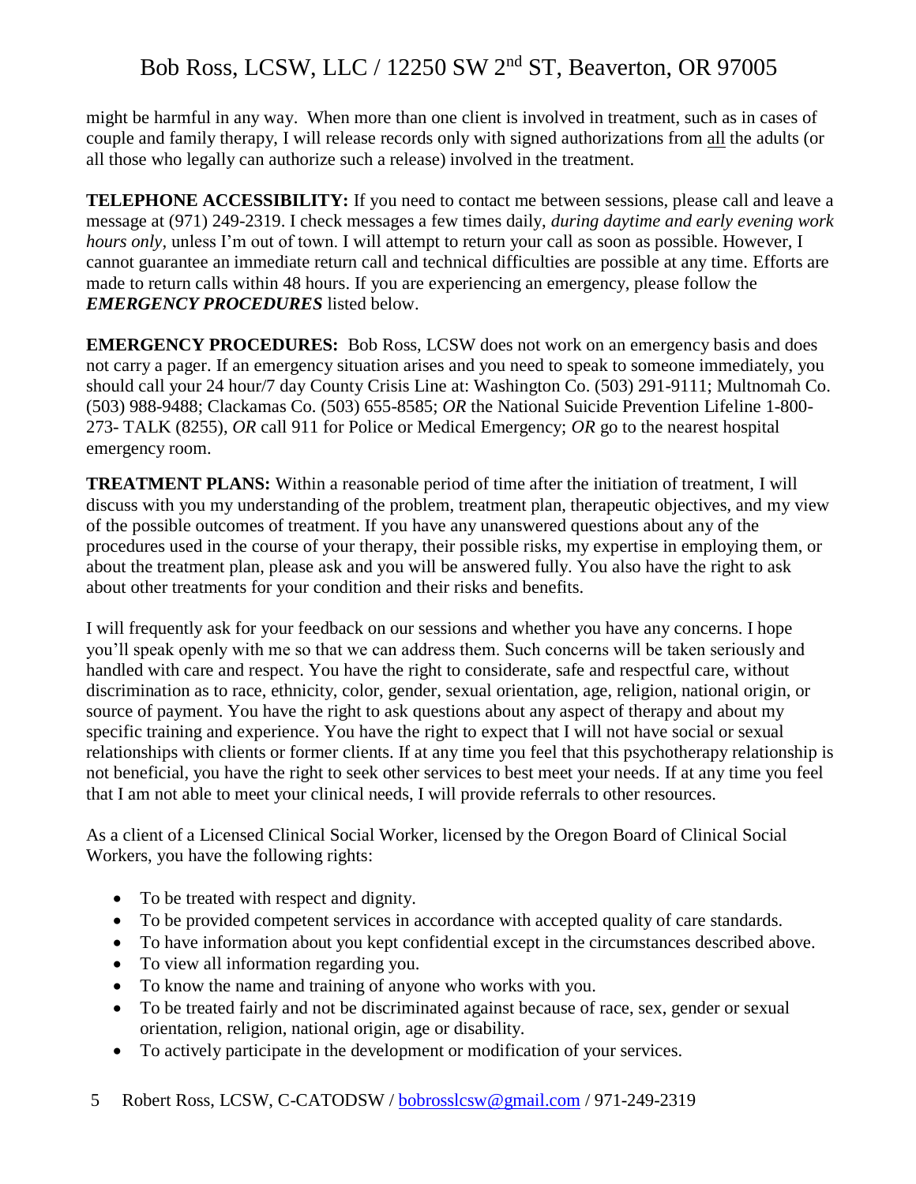might be harmful in any way. When more than one client is involved in treatment, such as in cases of couple and family therapy, I will release records only with signed authorizations from all the adults (or all those who legally can authorize such a release) involved in the treatment.

**TELEPHONE ACCESSIBILITY:** If you need to contact me between sessions, please call and leave a message at (971) 249-2319. I check messages a few times daily, *during daytime and early evening work hours only,* unless I'm out of town. I will attempt to return your call as soon as possible. However, I cannot guarantee an immediate return call and technical difficulties are possible at any time. Efforts are made to return calls within 48 hours. If you are experiencing an emergency, please follow the ***EMERGENCY PROCEDURES*** listed below.

**EMERGENCY PROCEDURES:** Bob Ross, LCSW does not work on an emergency basis and does not carry a pager. If an emergency situation arises and you need to speak to someone immediately, you should call your 24 hour/7 day County Crisis Line at: Washington Co. (503) 291-9111; Multnomah Co. (503) 988-9488; Clackamas Co. (503) 655-8585; *OR* the National Suicide Prevention Lifeline 1-800-273- TALK (8255), *OR* call 911 for Police or Medical Emergency; *OR* go to the nearest hospital emergency room.

**TREATMENT PLANS:** Within a reasonable period of time after the initiation of treatment, I will discuss with you my understanding of the problem, treatment plan, therapeutic objectives, and my view of the possible outcomes of treatment. If you have any unanswered questions about any of the procedures used in the course of your therapy, their possible risks, my expertise in employing them, or about the treatment plan, please ask and you will be answered fully. You also have the right to ask about other treatments for your condition and their risks and benefits.

I will frequently ask for your feedback on our sessions and whether you have any concerns. I hope you'll speak openly with me so that we can address them. Such concerns will be taken seriously and handled with care and respect. You have the right to considerate, safe and respectful care, without discrimination as to race, ethnicity, color, gender, sexual orientation, age, religion, national origin, or source of payment. You have the right to ask questions about any aspect of therapy and about my specific training and experience. You have the right to expect that I will not have social or sexual relationships with clients or former clients. If at any time you feel that this psychotherapy relationship is not beneficial, you have the right to seek other services to best meet your needs. If at any time you feel that I am not able to meet your clinical needs, I will provide referrals to other resources.

As a client of a Licensed Clinical Social Worker, licensed by the Oregon Board of Clinical Social Workers, you have the following rights:

- To be treated with respect and dignity.
- To be provided competent services in accordance with accepted quality of care standards.
- To have information about you kept confidential except in the circumstances described above.
- To view all information regarding you.
- To know the name and training of anyone who works with you.
- To be treated fairly and not be discriminated against because of race, sex, gender or sexual orientation, religion, national origin, age or disability.
- To actively participate in the development or modification of your services.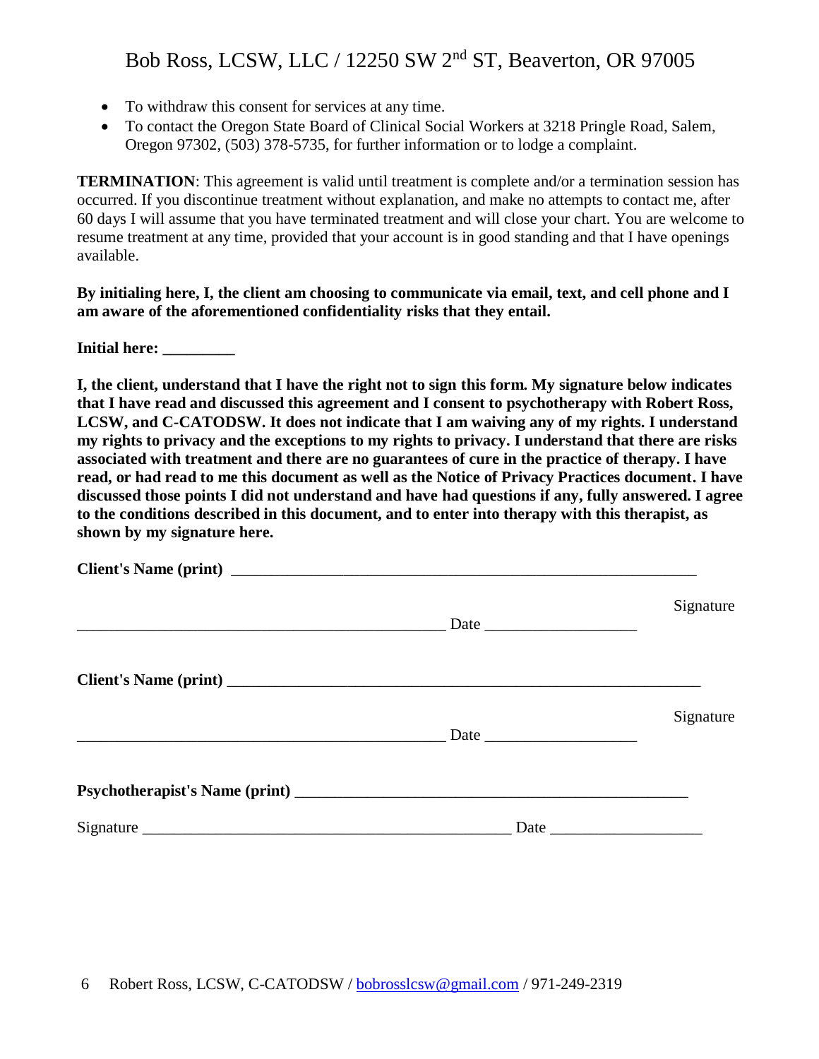- To withdraw this consent for services at any time.
- To contact the Oregon State Board of Clinical Social Workers at 3218 Pringle Road, Salem, Oregon 97302, (503) 378-5735, for further information or to lodge a complaint.

**TERMINATION**: This agreement is valid until treatment is complete and/or a termination session has occurred. If you discontinue treatment without explanation, and make no attempts to contact me, after 60 days I will assume that you have terminated treatment and will close your chart. You are welcome to resume treatment at any time, provided that your account is in good standing and that I have openings available.

**By initialing here, I, the client am choosing to communicate via email, text, and cell phone and I am aware of the aforementioned confidentiality risks that they entail.**

**Initial here: _________**

**I, the client, understand that I have the right not to sign this form. My signature below indicates that I have read and discussed this agreement and I consent to psychotherapy with Robert Ross, LCSW, and C-CATODSW. It does not indicate that I am waiving any of my rights. I understand my rights to privacy and the exceptions to my rights to privacy. I understand that there are risks associated with treatment and there are no guarantees of cure in the practice of therapy. I have read, or had read to me this document as well as the Notice of Privacy Practices document. I have discussed those points I did not understand and have had questions if any, fully answered. I agree to the conditions described in this document, and to enter into therapy with this therapist, as shown by my signature here.**

**Client's Name (print)** ____________________________________________________________

Signature ______________________________________________ Date ___________________

**Client's Name (print)** ____________________________________________________________

Signature ______________________________________________ Date ___________________

**Psychotherapist's Name (print)** __________________________________________________

Signature ______________________________________________ Date ___________________